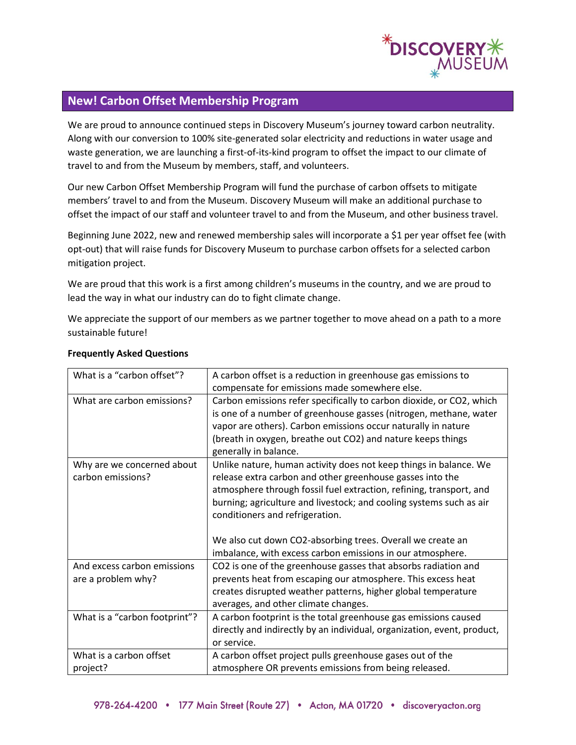## New! Carbon Offset Membership Program

We are proud to announce continued steps in Discovery Museum's journey toward carbon neutrality. Along with our conversion to 100% site-generated solar electricity and reductions in water usage and waste generation, we are launching a first-of-its-kind program to offset the impact to our climate of travel to and from the Museum by members, staff, and volunteers.

Our new Carbon Offset Membership Program will fund the purchase of carbon offsets to mitigate members' travel to and from the Museum. Discovery Museum will make an additional purchase to offset the impact of our staff and volunteer travel to and from the Museum, and other business travel.

Beginning June 2022, new and renewed membership sales will incorporate a $1 per year offset fee (with opt-out) that will raise funds for Discovery Museum to purchase carbon offsets for a selected carbon mitigation project.

We are proud that this work is a first among children's museums in the country, and we are proud to lead the way in what our industry can do to fight climate change.

We appreciate the support of our members as we partner together to move ahead on a path to a more sustainable future!

**Frequently Asked Questions**

| | |
|---|---|
| What is a "carbon offset"? | A carbon offset is a reduction in greenhouse gas emissions to compensate for emissions made somewhere else. |
| What are carbon emissions? | Carbon emissions refer specifically to carbon dioxide, or $CO_2$, which is one of a number of greenhouse gasses (nitrogen, methane, water vapor are others). Carbon emissions occur naturally in nature (breath in oxygen, breathe out $CO_2$) and nature keeps things generally in balance. |
| Why are we concerned about carbon emissions? | Unlike nature, human activity does not keep things in balance. We release extra carbon and other greenhouse gasses into the atmosphere through fossil fuel extraction, refining, transport, and burning; agriculture and livestock; and cooling systems such as air conditioners and refrigeration.<br><br>We also cut down $CO_2$-absorbing trees. Overall we create an imbalance, with excess carbon emissions in our atmosphere. |
| And excess carbon emissions are a problem why? | $CO_2$ is one of the greenhouse gasses that absorbs radiation and prevents heat from escaping our atmosphere. This excess heat creates disrupted weather patterns, higher global temperature averages, and other climate changes. |
| What is a "carbon footprint"? | A carbon footprint is the total greenhouse gas emissions caused directly and indirectly by an individual, organization, event, product, or service. |
| What is a carbon offset project? | A carbon offset project pulls greenhouse gases out of the atmosphere OR prevents emissions from being released. |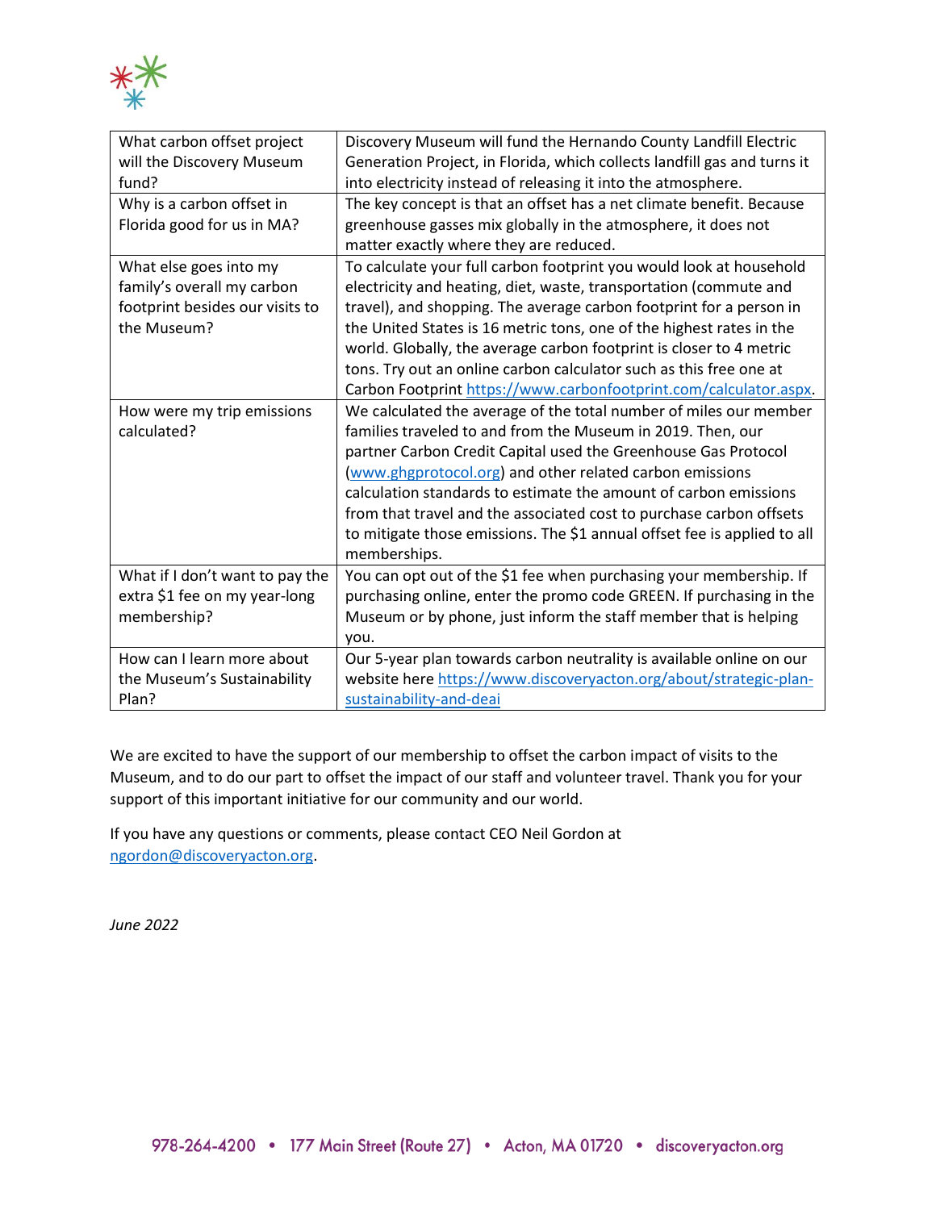| | |
|---|---|
| What carbon offset project will the Discovery Museum fund? | Discovery Museum will fund the Hernando County Landfill Electric Generation Project, in Florida, which collects landfill gas and turns it into electricity instead of releasing it into the atmosphere. |
| Why is a carbon offset in Florida good for us in MA? | The key concept is that an offset has a net climate benefit. Because greenhouse gasses mix globally in the atmosphere, it does not matter exactly where they are reduced. |
| What else goes into my family's overall my carbon footprint besides our visits to the Museum? | To calculate your full carbon footprint you would look at household electricity and heating, diet, waste, transportation (commute and travel), and shopping. The average carbon footprint for a person in the United States is 16 metric tons, one of the highest rates in the world. Globally, the average carbon footprint is closer to 4 metric tons. Try out an online carbon calculator such as this free one at Carbon Footprint https://www.carbonfootprint.com/calculator.aspx. |
| How were my trip emissions calculated? | We calculated the average of the total number of miles our member families traveled to and from the Museum in 2019. Then, our partner Carbon Credit Capital used the Greenhouse Gas Protocol (www.ghgprotocol.org) and other related carbon emissions calculation standards to estimate the amount of carbon emissions from that travel and the associated cost to purchase carbon offsets to mitigate those emissions. The $1 annual offset fee is applied to all memberships. |
| What if I don't want to pay the extra $1 fee on my year-long membership? | You can opt out of the $1 fee when purchasing your membership. If purchasing online, enter the promo code GREEN. If purchasing in the Museum or by phone, just inform the staff member that is helping you. |
| How can I learn more about the Museum's Sustainability Plan? | Our 5-year plan towards carbon neutrality is available online on our website here https://www.discoveryacton.org/about/strategic-plan-sustainability-and-deai |

We are excited to have the support of our membership to offset the carbon impact of visits to the Museum, and to do our part to offset the impact of our staff and volunteer travel. Thank you for your support of this important initiative for our community and our world.

If you have any questions or comments, please contact CEO Neil Gordon at ngordon@discoveryacton.org.

*June 2022*